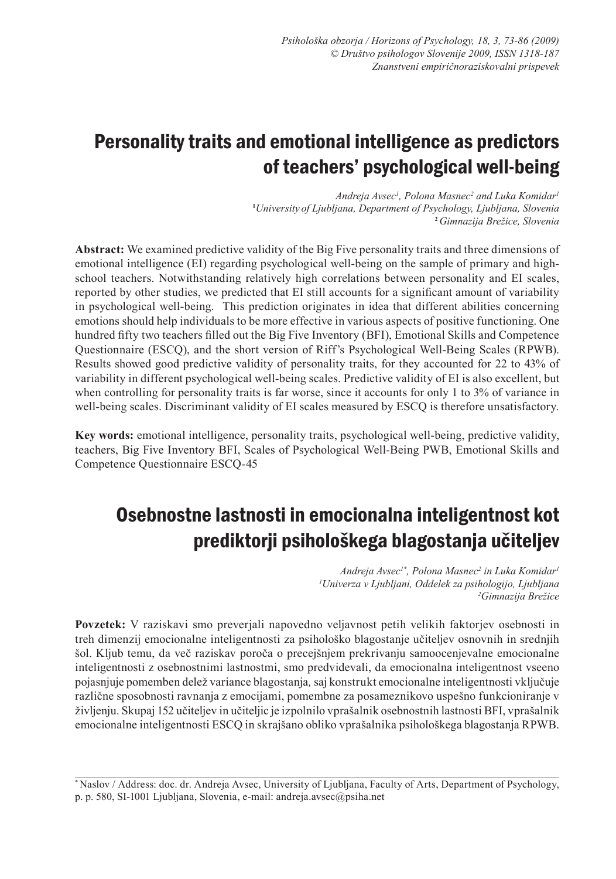# Personality traits and emotional intelligence as predictors of teachers' psychological well-being

*Andreja Avsec[1], Polona Masnec[2] and Luka Komidar[1]*
*[1]University of Ljubljana, Department of Psychology, Ljubljana, Slovenia*
*[2]Gimnazija Brežice, Slovenia*

**Abstract:** We examined predictive validity of the Big Five personality traits and three dimensions of emotional intelligence (EI) regarding psychological well-being on the sample of primary and high-school teachers. Notwithstanding relatively high correlations between personality and EI scales, reported by other studies, we predicted that EI still accounts for a significant amount of variability in psychological well-being. This prediction originates in idea that different abilities concerning emotions should help individuals to be more effective in various aspects of positive functioning. One hundred fifty two teachers filled out the Big Five Inventory (BFI), Emotional Skills and Competence Questionnaire (ESCQ), and the short version of Riff's Psychological Well-Being Scales (RPWB). Results showed good predictive validity of personality traits, for they accounted for 22 to 43% of variability in different psychological well-being scales. Predictive validity of EI is also excellent, but when controlling for personality traits is far worse, since it accounts for only 1 to 3% of variance in well-being scales. Discriminant validity of EI scales measured by ESCQ is therefore unsatisfactory.

**Key words:** emotional intelligence, personality traits, psychological well-being, predictive validity, teachers, Big Five Inventory BFI, Scales of Psychological Well-Being PWB, Emotional Skills and Competence Questionnaire ESCQ-45

# Osebnostne lastnosti in emocionalna inteligentnost kot prediktorji psihološkega blagostanja učiteljev

*Andreja Avsec[1*], Polona Masnec[2] in Luka Komidar[1]*
*[1]Univerza v Ljubljani, Oddelek za psihologijo, Ljubljana*
*[2]Gimnazija Brežice*

**Povzetek:** V raziskavi smo preverjali napovedno veljavnost petih velikih faktorjev osebnosti in treh dimenzij emocionalne inteligentnosti za psihološko blagostanje učiteljev osnovnih in srednjih šol. Kljub temu, da več raziskav poroča o precejšnjem prekrivanju samoocenjevalne emocionalne inteligentnosti z osebnostnimi lastnostmi, smo predvidevali, da emocionalna inteligentnost vseeno pojasnjuje pomemben delež variance blagostanja, saj konstrukt emocionalne inteligentnosti vključuje različne sposobnosti ravnanja z emocijami, pomembne za posameznikovo uspešno funkcioniranje v življenju. Skupaj 152 učiteljev in učiteljic je izpolnilo vprašalnik osebnostnih lastnosti BFI, vprašalnik emocionalne inteligentnosti ESCQ in skrajšano obliko vprašalnika psihološkega blagostanja RPWB.

[*] Naslov / Address: doc. dr. Andreja Avsec, University of Ljubljana, Faculty of Arts, Department of Psychology, p. p. 580, SI-1001 Ljubljana, Slovenia, e-mail: andreja.avsec@psiha.net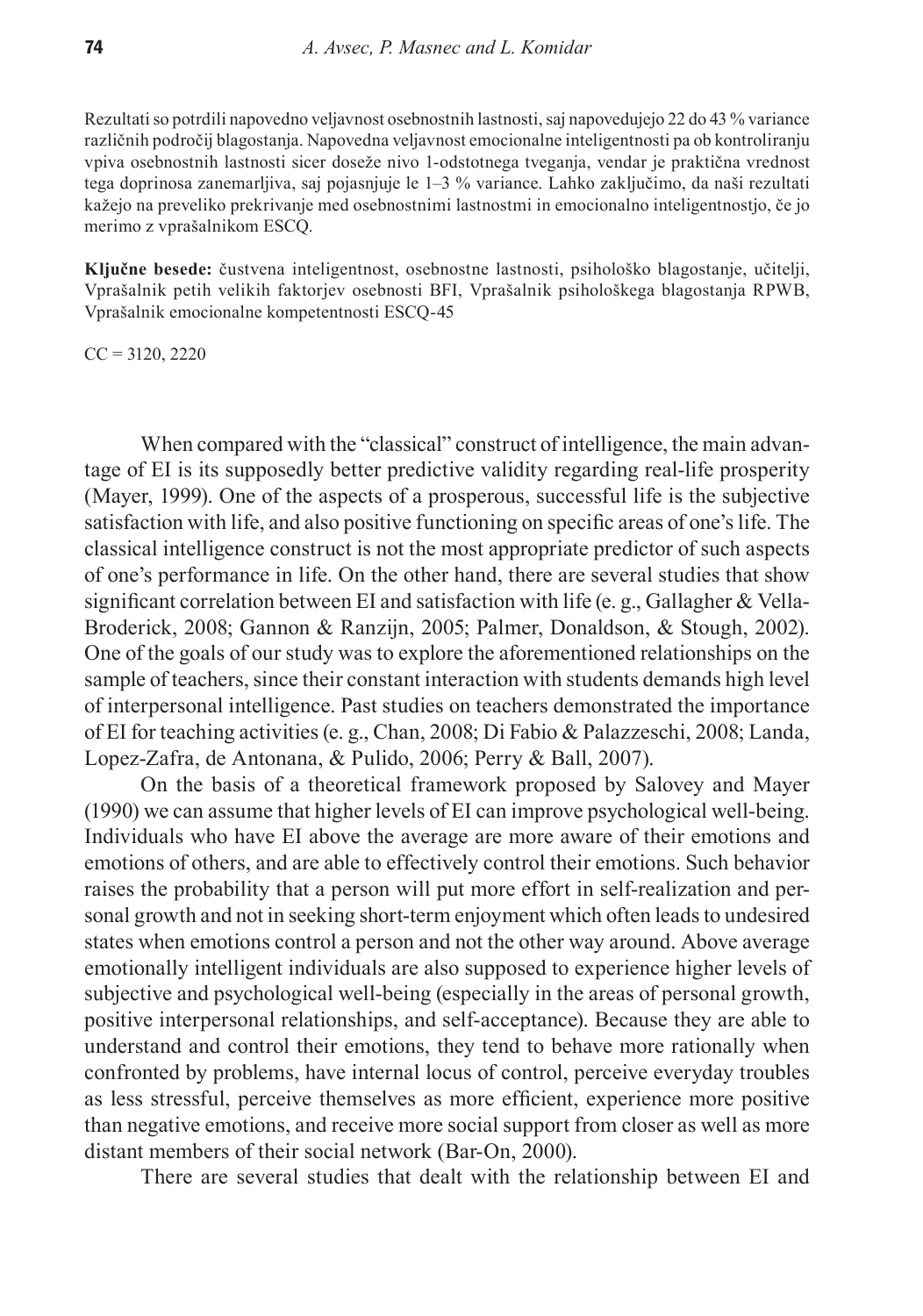Rezultati so potrdili napovedno veljavnost osebnostnih lastnosti, saj napovedujejo 22 do 43 % variance različnih področij blagostanja. Napovedna veljavnost emocionalne inteligentnosti pa ob kontroliranju vpiva osebnostnih lastnosti sicer doseže nivo 1-odstotnega tveganja, vendar je praktična vrednost tega doprinosa zanemarljiva, saj pojasnjuje le 1–3 % variance. Lahko zaključimo, da naši rezultati kažejo na preveliko prekrivanje med osebnostnimi lastnostmi in emocionalno inteligentnostjo, če jo merimo z vprašalnikom ESCQ.

**Ključne besede:** čustvena inteligentnost, osebnostne lastnosti, psihološko blagostanje, učitelji, Vprašalnik petih velikih faktorjev osebnosti BFI, Vprašalnik psihološkega blagostanja RPWB, Vprašalnik emocionalne kompetentnosti ESCQ-45

CC = 3120, 2220

When compared with the "classical" construct of intelligence, the main advantage of EI is its supposedly better predictive validity regarding real-life prosperity (Mayer, 1999). One of the aspects of a prosperous, successful life is the subjective satisfaction with life, and also positive functioning on specific areas of one's life. The classical intelligence construct is not the most appropriate predictor of such aspects of one's performance in life. On the other hand, there are several studies that show significant correlation between EI and satisfaction with life (e. g., Gallagher & Vella-Broderick, 2008; Gannon & Ranzijn, 2005; Palmer, Donaldson, & Stough, 2002). One of the goals of our study was to explore the aforementioned relationships on the sample of teachers, since their constant interaction with students demands high level of interpersonal intelligence. Past studies on teachers demonstrated the importance of EI for teaching activities (e. g., Chan, 2008; Di Fabio & Palazzeschi, 2008; Landa, Lopez-Zafra, de Antonana, & Pulido, 2006; Perry & Ball, 2007).

On the basis of a theoretical framework proposed by Salovey and Mayer (1990) we can assume that higher levels of EI can improve psychological well-being. Individuals who have EI above the average are more aware of their emotions and emotions of others, and are able to effectively control their emotions. Such behavior raises the probability that a person will put more effort in self-realization and personal growth and not in seeking short-term enjoyment which often leads to undesired states when emotions control a person and not the other way around. Above average emotionally intelligent individuals are also supposed to experience higher levels of subjective and psychological well-being (especially in the areas of personal growth, positive interpersonal relationships, and self-acceptance). Because they are able to understand and control their emotions, they tend to behave more rationally when confronted by problems, have internal locus of control, perceive everyday troubles as less stressful, perceive themselves as more efficient, experience more positive than negative emotions, and receive more social support from closer as well as more distant members of their social network (Bar-On, 2000).

There are several studies that dealt with the relationship between EI and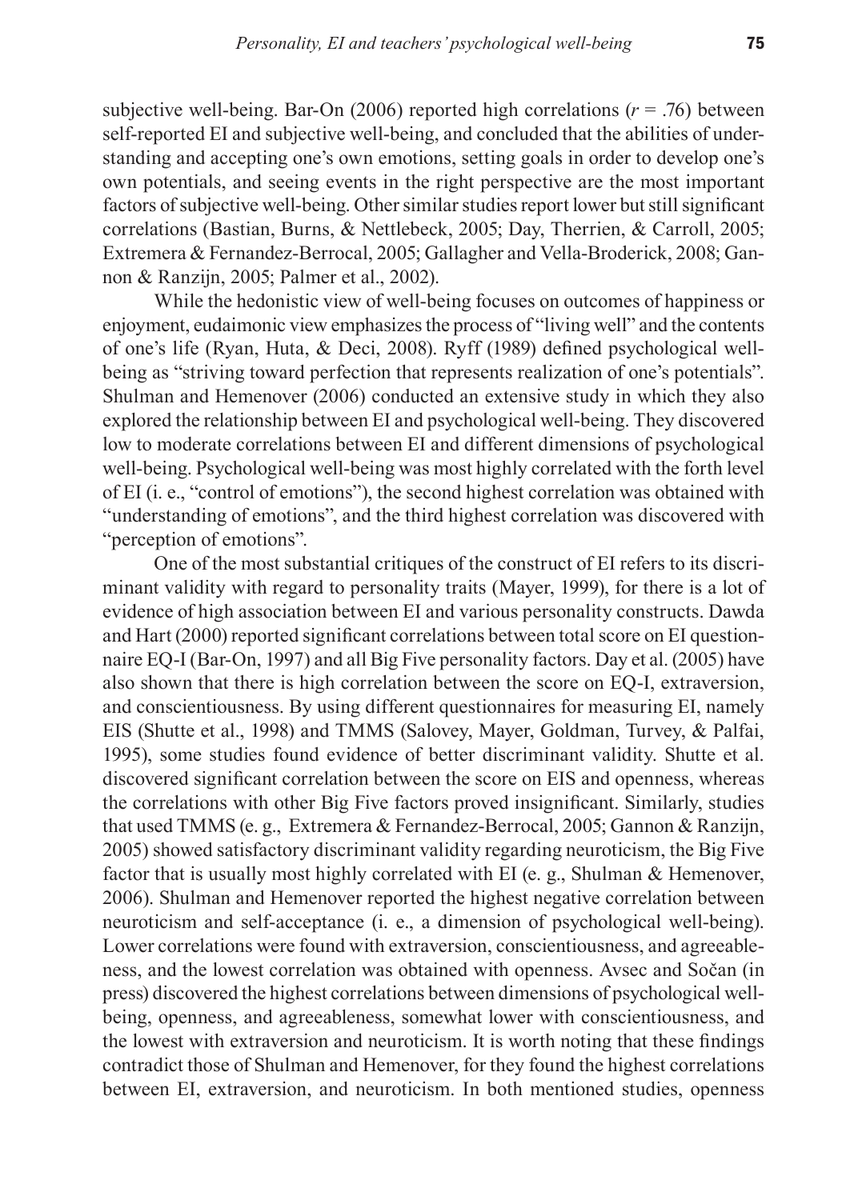subjective well-being. Bar-On (2006) reported high correlations ($r$ = .76) between self-reported EI and subjective well-being, and concluded that the abilities of understanding and accepting one's own emotions, setting goals in order to develop one's own potentials, and seeing events in the right perspective are the most important factors of subjective well-being. Other similar studies report lower but still significant correlations (Bastian, Burns, & Nettlebeck, 2005; Day, Therrien, & Carroll, 2005; Extremera & Fernandez-Berrocal, 2005; Gallagher and Vella-Broderick, 2008; Gannon & Ranzijn, 2005; Palmer et al., 2002).

While the hedonistic view of well-being focuses on outcomes of happiness or enjoyment, eudaimonic view emphasizes the process of "living well" and the contents of one's life (Ryan, Huta, & Deci, 2008). Ryff (1989) defined psychological well-being as "striving toward perfection that represents realization of one's potentials". Shulman and Hemenover (2006) conducted an extensive study in which they also explored the relationship between EI and psychological well-being. They discovered low to moderate correlations between EI and different dimensions of psychological well-being. Psychological well-being was most highly correlated with the forth level of EI (i. e., "control of emotions"), the second highest correlation was obtained with "understanding of emotions", and the third highest correlation was discovered with "perception of emotions".

One of the most substantial critiques of the construct of EI refers to its discriminant validity with regard to personality traits (Mayer, 1999), for there is a lot of evidence of high association between EI and various personality constructs. Dawda and Hart (2000) reported significant correlations between total score on EI questionnaire EQ-I (Bar-On, 1997) and all Big Five personality factors. Day et al. (2005) have also shown that there is high correlation between the score on EQ-I, extraversion, and conscientiousness. By using different questionnaires for measuring EI, namely EIS (Shutte et al., 1998) and TMMS (Salovey, Mayer, Goldman, Turvey, & Palfai, 1995), some studies found evidence of better discriminant validity. Shutte et al. discovered significant correlation between the score on EIS and openness, whereas the correlations with other Big Five factors proved insignificant. Similarly, studies that used TMMS (e. g., Extremera & Fernandez-Berrocal, 2005; Gannon & Ranzijn, 2005) showed satisfactory discriminant validity regarding neuroticism, the Big Five factor that is usually most highly correlated with EI (e. g., Shulman & Hemenover, 2006). Shulman and Hemenover reported the highest negative correlation between neuroticism and self-acceptance (i. e., a dimension of psychological well-being). Lower correlations were found with extraversion, conscientiousness, and agreeableness, and the lowest correlation was obtained with openness. Avsec and Sočan (in press) discovered the highest correlations between dimensions of psychological well-being, openness, and agreeableness, somewhat lower with conscientiousness, and the lowest with extraversion and neuroticism. It is worth noting that these findings contradict those of Shulman and Hemenover, for they found the highest correlations between EI, extraversion, and neuroticism. In both mentioned studies, openness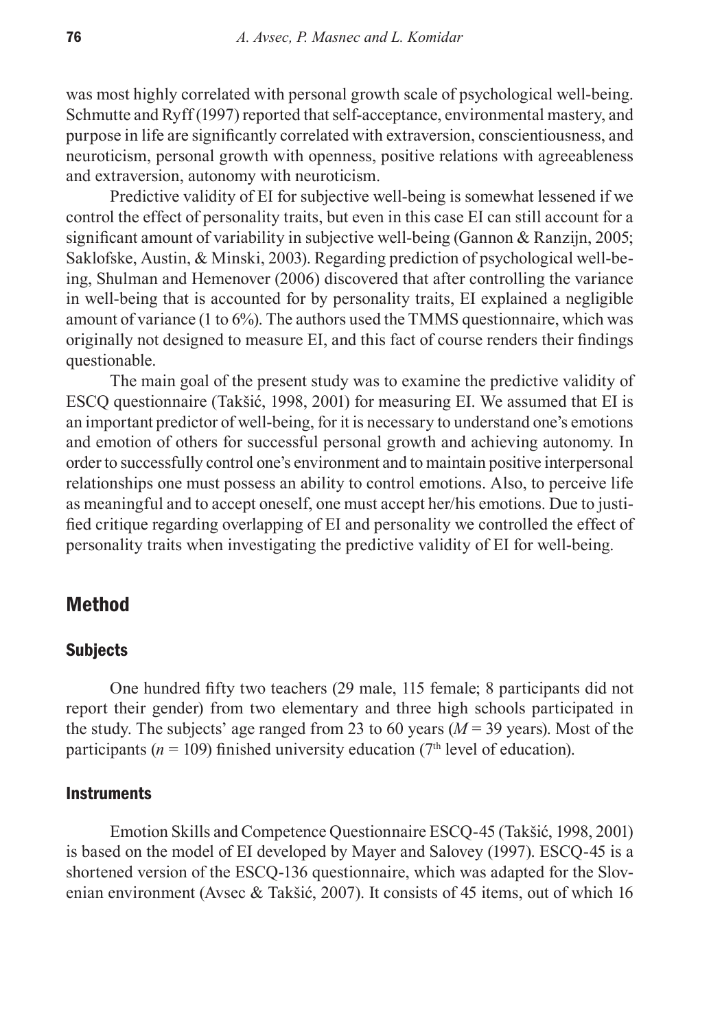was most highly correlated with personal growth scale of psychological well-being. Schmutte and Ryff (1997) reported that self-acceptance, environmental mastery, and purpose in life are significantly correlated with extraversion, conscientiousness, and neuroticism, personal growth with openness, positive relations with agreeableness and extraversion, autonomy with neuroticism.

Predictive validity of EI for subjective well-being is somewhat lessened if we control the effect of personality traits, but even in this case EI can still account for a significant amount of variability in subjective well-being (Gannon & Ranzijn, 2005; Saklofske, Austin, & Minski, 2003). Regarding prediction of psychological well-being, Shulman and Hemenover (2006) discovered that after controlling the variance in well-being that is accounted for by personality traits, EI explained a negligible amount of variance (1 to 6%). The authors used the TMMS questionnaire, which was originally not designed to measure EI, and this fact of course renders their findings questionable.

The main goal of the present study was to examine the predictive validity of ESCQ questionnaire (Takšić, 1998, 2001) for measuring EI. We assumed that EI is an important predictor of well-being, for it is necessary to understand one's emotions and emotion of others for successful personal growth and achieving autonomy. In order to successfully control one's environment and to maintain positive interpersonal relationships one must possess an ability to control emotions. Also, to perceive life as meaningful and to accept oneself, one must accept her/his emotions. Due to justified critique regarding overlapping of EI and personality we controlled the effect of personality traits when investigating the predictive validity of EI for well-being.

## Method

### Subjects

One hundred fifty two teachers (29 male, 115 female; 8 participants did not report their gender) from two elementary and three high schools participated in the study. The subjects' age ranged from 23 to 60 years ($M$ = 39 years). Most of the participants ($n$ = 109) finished university education (7th level of education).

### Instruments

Emotion Skills and Competence Questionnaire ESCQ-45 (Takšić, 1998, 2001) is based on the model of EI developed by Mayer and Salovey (1997). ESCQ-45 is a shortened version of the ESCQ-136 questionnaire, which was adapted for the Slovenian environment (Avsec & Takšić, 2007). It consists of 45 items, out of which 16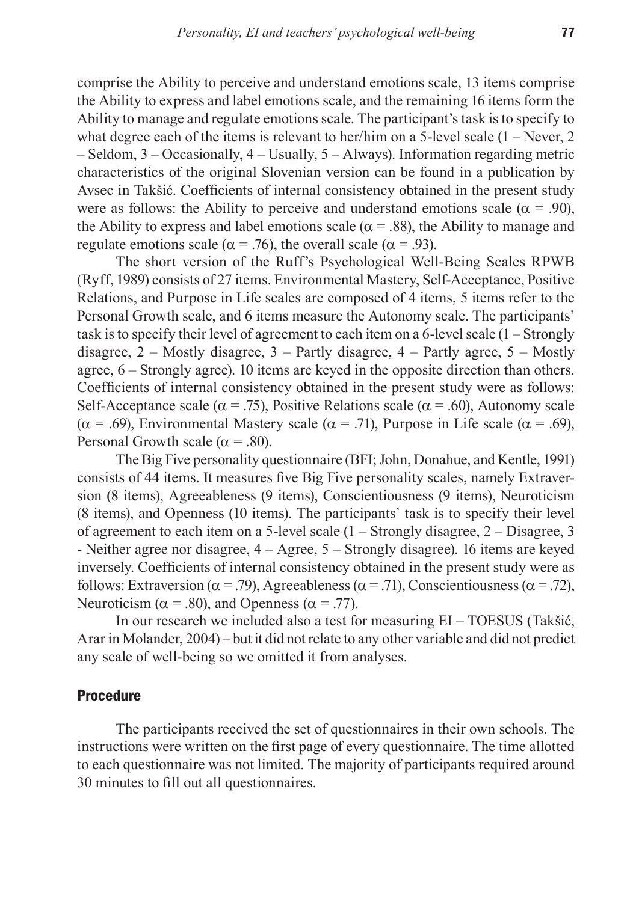comprise the Ability to perceive and understand emotions scale, 13 items comprise the Ability to express and label emotions scale, and the remaining 16 items form the Ability to manage and regulate emotions scale. The participant's task is to specify to what degree each of the items is relevant to her/him on a 5-level scale (1 – Never, 2 – Seldom, 3 – Occasionally, 4 – Usually, 5 – Always). Information regarding metric characteristics of the original Slovenian version can be found in a publication by Avsec in Takšić. Coefficients of internal consistency obtained in the present study were as follows: the Ability to perceive and understand emotions scale ($\alpha$ = .90), the Ability to express and label emotions scale ($\alpha$ = .88), the Ability to manage and regulate emotions scale ($\alpha$ = .76), the overall scale ($\alpha$ = .93).

The short version of the Ruff's Psychological Well-Being Scales RPWB (Ryff, 1989) consists of 27 items. Environmental Mastery, Self-Acceptance, Positive Relations, and Purpose in Life scales are composed of 4 items, 5 items refer to the Personal Growth scale, and 6 items measure the Autonomy scale. The participants' task is to specify their level of agreement to each item on a 6-level scale (1 – Strongly disagree, 2 – Mostly disagree, 3 – Partly disagree, 4 – Partly agree, 5 – Mostly agree, 6 – Strongly agree). 10 items are keyed in the opposite direction than others. Coefficients of internal consistency obtained in the present study were as follows: Self-Acceptance scale ($\alpha$ = .75), Positive Relations scale ($\alpha$ = .60), Autonomy scale ($\alpha$ = .69), Environmental Mastery scale ($\alpha$ = .71), Purpose in Life scale ($\alpha$ = .69), Personal Growth scale ($\alpha$ = .80).

The Big Five personality questionnaire (BFI; John, Donahue, and Kentle, 1991) consists of 44 items. It measures five Big Five personality scales, namely Extraversion (8 items), Agreeableness (9 items), Conscientiousness (9 items), Neuroticism (8 items), and Openness (10 items). The participants' task is to specify their level of agreement to each item on a 5-level scale (1 – Strongly disagree, 2 – Disagree, 3 - Neither agree nor disagree, 4 – Agree, 5 – Strongly disagree). 16 items are keyed inversely. Coefficients of internal consistency obtained in the present study were as follows: Extraversion ($\alpha$ = .79), Agreeableness ($\alpha$ = .71), Conscientiousness ($\alpha$ = .72), Neuroticism ($\alpha$ = .80), and Openness ($\alpha$ = .77).

In our research we included also a test for measuring EI – TOESUS (Takšić, Arar in Molander, 2004) – but it did not relate to any other variable and did not predict any scale of well-being so we omitted it from analyses.

### Procedure

The participants received the set of questionnaires in their own schools. The instructions were written on the first page of every questionnaire. The time allotted to each questionnaire was not limited. The majority of participants required around 30 minutes to fill out all questionnaires.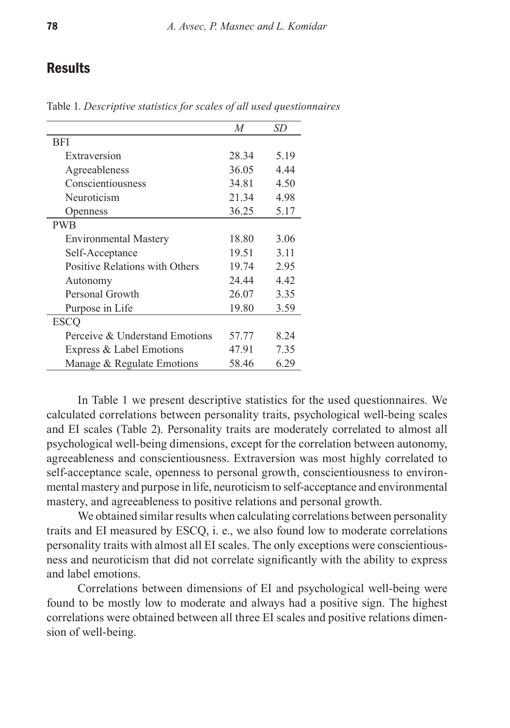## Results

Table 1. *Descriptive statistics for scales of all used questionnaires*

| | *M* | *SD* |
|---|---|---|
| BFI | | |
| Extraversion | 28.34 | 5.19 |
| Agreeableness | 36.05 | 4.44 |
| Conscientiousness | 34.81 | 4.50 |
| Neuroticism | 21.34 | 4.98 |
| Openness | 36.25 | 5.17 |
| PWB | | |
| Environmental Mastery | 18.80 | 3.06 |
| Self-Acceptance | 19.51 | 3.11 |
| Positive Relations with Others | 19.74 | 2.95 |
| Autonomy | 24.44 | 4.42 |
| Personal Growth | 26.07 | 3.35 |
| Purpose in Life | 19.80 | 3.59 |
| ESCQ | | |
| Perceive & Understand Emotions | 57.77 | 8.24 |
| Express & Label Emotions | 47.91 | 7.35 |
| Manage & Regulate Emotions | 58.46 | 6.29 |

In Table 1 we present descriptive statistics for the used questionnaires. We calculated correlations between personality traits, psychological well-being scales and EI scales (Table 2). Personality traits are moderately correlated to almost all psychological well-being dimensions, except for the correlation between autonomy, agreeableness and conscientiousness. Extraversion was most highly correlated to self-acceptance scale, openness to personal growth, conscientiousness to environmental mastery and purpose in life, neuroticism to self-acceptance and environmental mastery, and agreeableness to positive relations and personal growth.

We obtained similar results when calculating correlations between personality traits and EI measured by ESCQ, i. e., we also found low to moderate correlations personality traits with almost all EI scales. The only exceptions were conscientiousness and neuroticism that did not correlate significantly with the ability to express and label emotions.

Correlations between dimensions of EI and psychological well-being were found to be mostly low to moderate and always had a positive sign. The highest correlations were obtained between all three EI scales and positive relations dimension of well-being.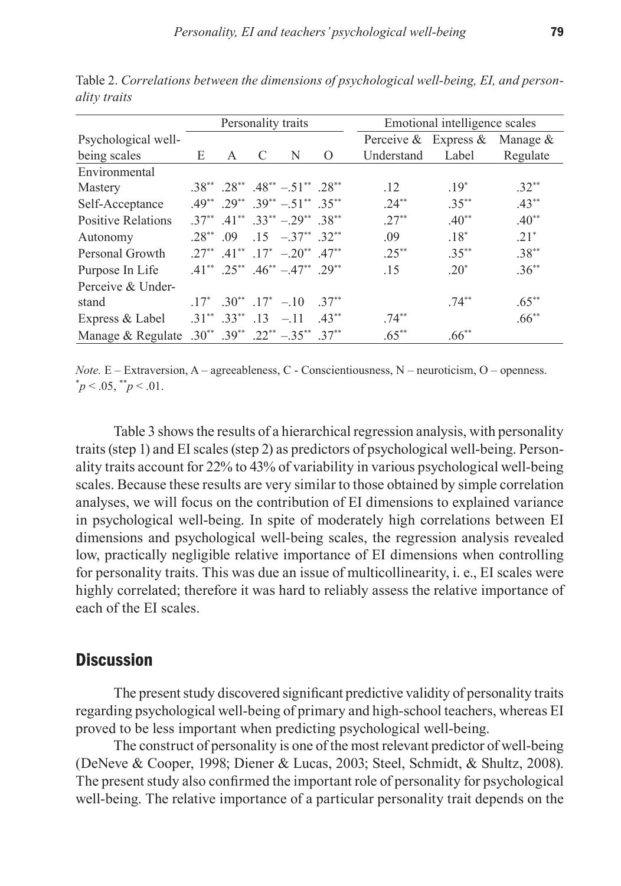Table 2. *Correlations between the dimensions of psychological well-being, EI, and personality traits*

| Psychological well-being scales | Personality traits | | | | | Emotional intelligence scales | | |
|---|---|---|---|---|---|---|---|---|
| | E | A | C | N | O | Perceive & Understand | Express & Label | Manage & Regulate |
| Environmental Mastery | .38** | .28** | .48** | –.51** | .28** | .12 | .19* | .32** |
| Self-Acceptance | .49** | .29** | .39** | –.51** | .35** | .24** | .35** | .43** |
| Positive Relations | .37** | .41** | .33** | –.29** | .38** | .27** | .40** | .40** |
| Autonomy | .28** | .09 | .15 | –.37** | .32** | .09 | .18* | .21* |
| Personal Growth | .27** | .41** | .17* | –.20** | .47** | .25** | .35** | .38** |
| Purpose In Life | .41** | .25** | .46** | –.47** | .29** | .15 | .20* | .36** |
| Perceive & Understand | .17* | .30** | .17* | –.10 | .37** | | .74** | .65** |
| Express & Label | .31** | .33** | .13 | –.11 | .43** | .74** | | .66** |
| Manage & Regulate | .30** | .39** | .22** | –.35** | .37** | .65** | .66** | |

*Note.* E – Extraversion, A – agreeableness, C - Conscientiousness, N – neuroticism, O – openness. *$p < .05$, **$p < .01$.

Table 3 shows the results of a hierarchical regression analysis, with personality traits (step 1) and EI scales (step 2) as predictors of psychological well-being. Personality traits account for 22% to 43% of variability in various psychological well-being scales. Because these results are very similar to those obtained by simple correlation analyses, we will focus on the contribution of EI dimensions to explained variance in psychological well-being. In spite of moderately high correlations between EI dimensions and psychological well-being scales, the regression analysis revealed low, practically negligible relative importance of EI dimensions when controlling for personality traits. This was due an issue of multicollinearity, i. e., EI scales were highly correlated; therefore it was hard to reliably assess the relative importance of each of the EI scales.

## Discussion

The present study discovered significant predictive validity of personality traits regarding psychological well-being of primary and high-school teachers, whereas EI proved to be less important when predicting psychological well-being.

The construct of personality is one of the most relevant predictor of well-being (DeNeve & Cooper, 1998; Diener & Lucas, 2003; Steel, Schmidt, & Shultz, 2008). The present study also confirmed the important role of personality for psychological well-being. The relative importance of a particular personality trait depends on the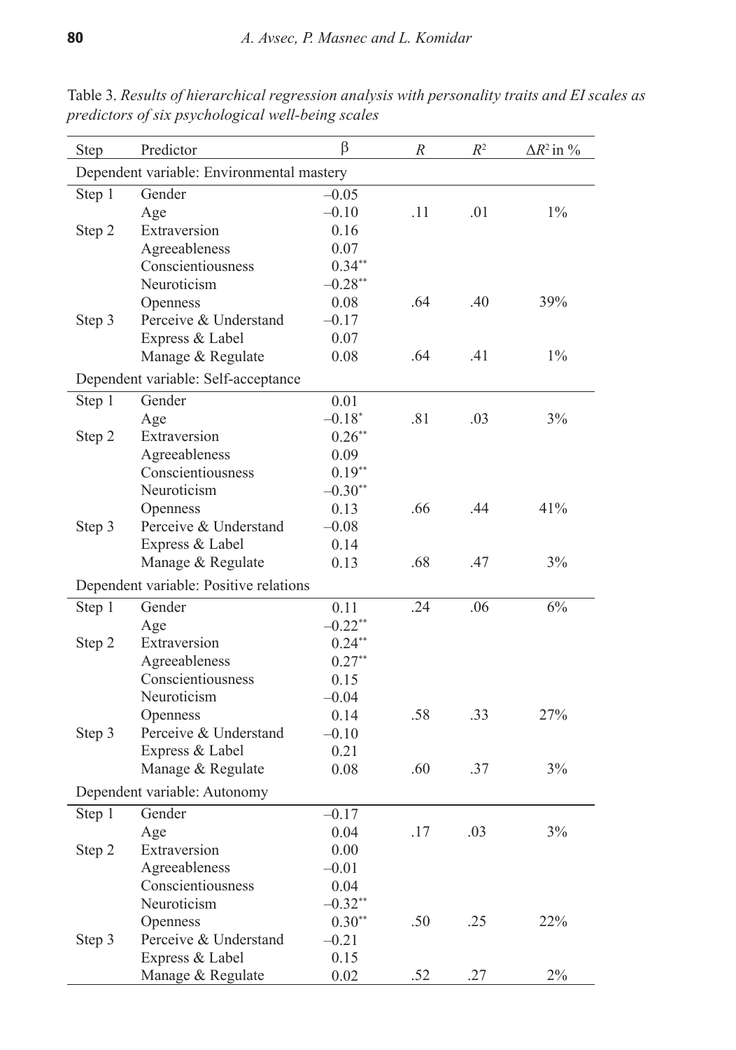Table 3. *Results of hierarchical regression analysis with personality traits and EI scales as predictors of six psychological well-being scales*

| Step | Predictor | β | $R$ | $R^2$ | $\Delta R^2$ in % |
|---|---|---|---|---|---|
| Dependent variable: Environmental mastery | | | | | |
| Step 1 | Gender | –0.05 | | | |
| | Age | –0.10 | .11 | .01 | 1% |
| Step 2 | Extraversion | 0.16 | | | |
| | Agreeableness | 0.07 | | | |
| | Conscientiousness | 0.34** | | | |
| | Neuroticism | –0.28** | | | |
| | Openness | 0.08 | .64 | .40 | 39% |
| Step 3 | Perceive & Understand | –0.17 | | | |
| | Express & Label | 0.07 | | | |
| | Manage & Regulate | 0.08 | .64 | .41 | 1% |
| Dependent variable: Self-acceptance | | | | | |
| Step 1 | Gender | 0.01 | | | |
| | Age | –0.18* | .81 | .03 | 3% |
| Step 2 | Extraversion | 0.26** | | | |
| | Agreeableness | 0.09 | | | |
| | Conscientiousness | 0.19** | | | |
| | Neuroticism | –0.30** | | | |
| | Openness | 0.13 | .66 | .44 | 41% |
| Step 3 | Perceive & Understand | –0.08 | | | |
| | Express & Label | 0.14 | | | |
| | Manage & Regulate | 0.13 | .68 | .47 | 3% |
| Dependent variable: Positive relations | | | | | |
| Step 1 | Gender | 0.11 | .24 | .06 | 6% |
| | Age | –0.22** | | | |
| Step 2 | Extraversion | 0.24** | | | |
| | Agreeableness | 0.27** | | | |
| | Conscientiousness | 0.15 | | | |
| | Neuroticism | –0.04 | | | |
| | Openness | 0.14 | .58 | .33 | 27% |
| Step 3 | Perceive & Understand | –0.10 | | | |
| | Express & Label | 0.21 | | | |
| | Manage & Regulate | 0.08 | .60 | .37 | 3% |
| Dependent variable: Autonomy | | | | | |
| Step 1 | Gender | –0.17 | | | |
| | Age | 0.04 | .17 | .03 | 3% |
| Step 2 | Extraversion | 0.00 | | | |
| | Agreeableness | –0.01 | | | |
| | Conscientiousness | 0.04 | | | |
| | Neuroticism | –0.32** | | | |
| | Openness | 0.30** | .50 | .25 | 22% |
| Step 3 | Perceive & Understand | –0.21 | | | |
| | Express & Label | 0.15 | | | |
| | Manage & Regulate | 0.02 | .52 | .27 | 2% |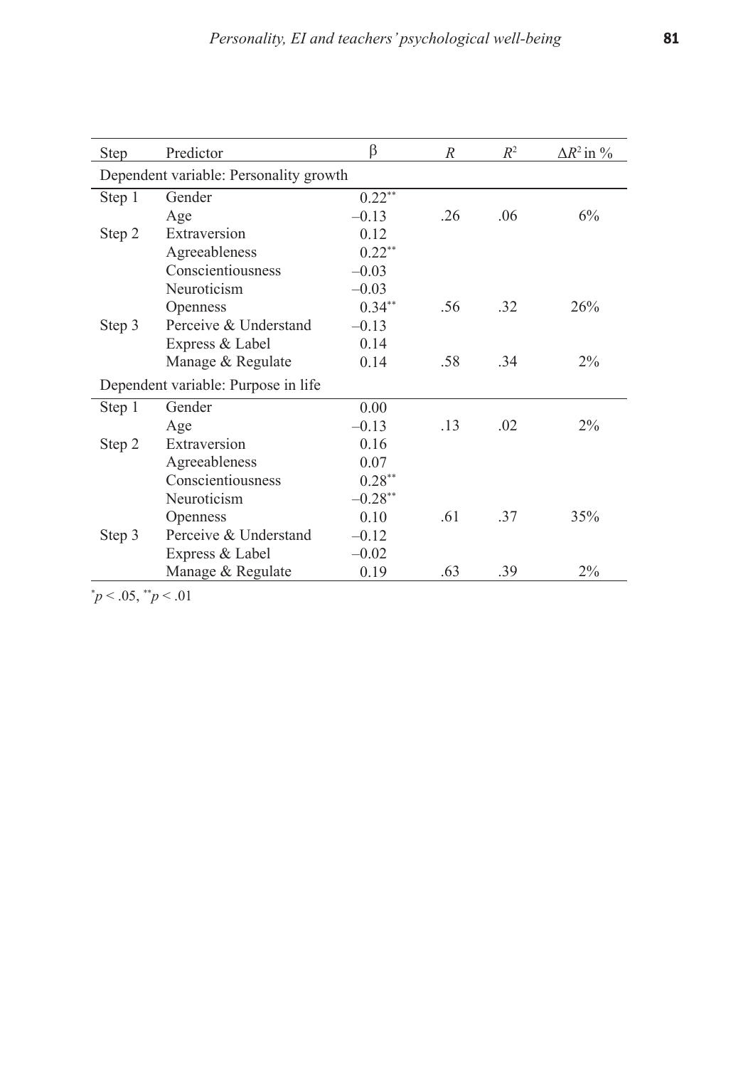| Step | Predictor | β | $R$ | $R^2$ | $\Delta R^2$ in % |
|---|---|---|---|---|---|
| Dependent variable: Personality growth | | | | | |
| Step 1 | Gender | $0.22^{**}$ | | | |
| | Age | –0.13 | .26 | .06 | 6% |
| Step 2 | Extraversion | 0.12 | | | |
| | Agreeableness | $0.22^{**}$ | | | |
| | Conscientiousness | –0.03 | | | |
| | Neuroticism | –0.03 | | | |
| | Openness | $0.34^{**}$ | .56 | .32 | 26% |
| Step 3 | Perceive & Understand | –0.13 | | | |
| | Express & Label | 0.14 | | | |
| | Manage & Regulate | 0.14 | .58 | .34 | 2% |
| Dependent variable: Purpose in life | | | | | |
| Step 1 | Gender | 0.00 | | | |
| | Age | –0.13 | .13 | .02 | 2% |
| Step 2 | Extraversion | 0.16 | | | |
| | Agreeableness | 0.07 | | | |
| | Conscientiousness | $0.28^{**}$ | | | |
| | Neuroticism | $-0.28^{**}$ | | | |
| | Openness | 0.10 | .61 | .37 | 35% |
| Step 3 | Perceive & Understand | –0.12 | | | |
| | Express & Label | –0.02 | | | |
| | Manage & Regulate | 0.19 | .63 | .39 | 2% |

$^{*}p < .05$, $^{**}p < .01$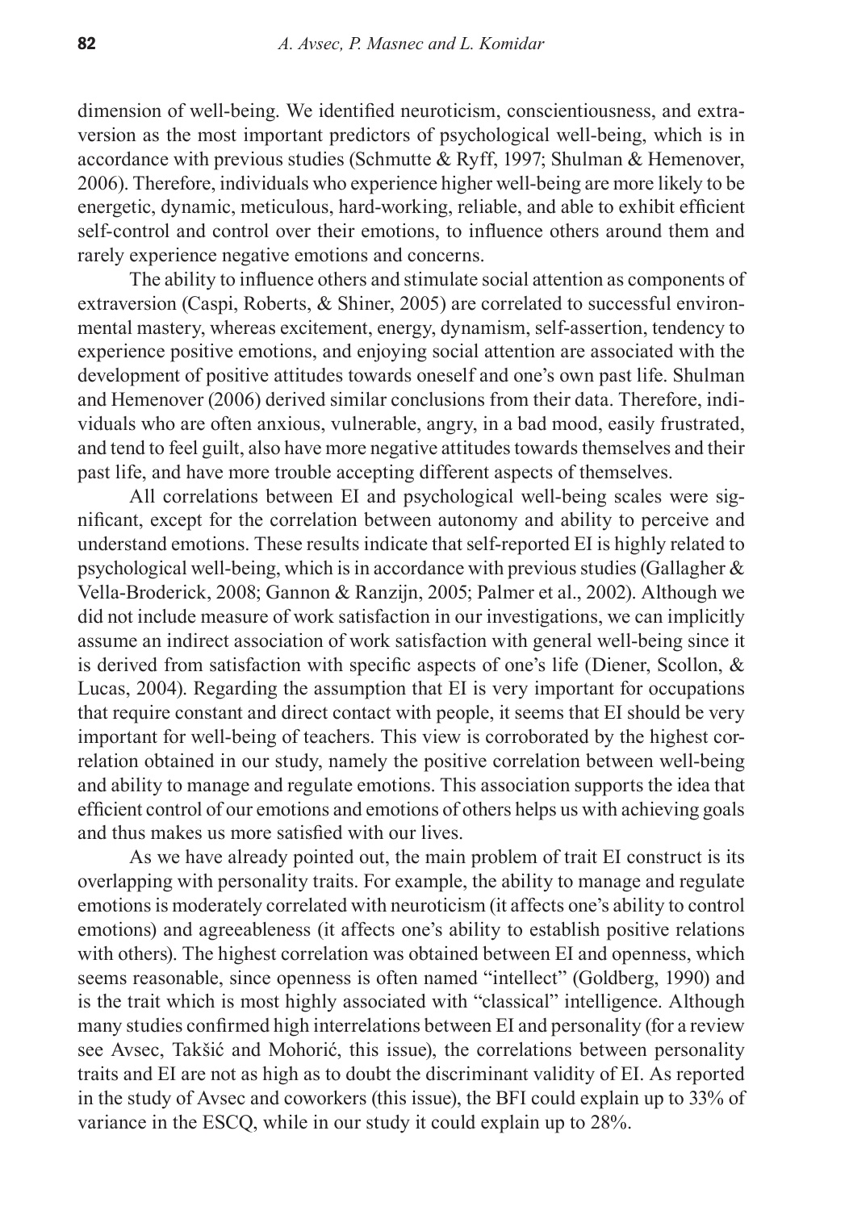dimension of well-being. We identified neuroticism, conscientiousness, and extraversion as the most important predictors of psychological well-being, which is in accordance with previous studies (Schmutte & Ryff, 1997; Shulman & Hemenover, 2006). Therefore, individuals who experience higher well-being are more likely to be energetic, dynamic, meticulous, hard-working, reliable, and able to exhibit efficient self-control and control over their emotions, to influence others around them and rarely experience negative emotions and concerns.

The ability to influence others and stimulate social attention as components of extraversion (Caspi, Roberts, & Shiner, 2005) are correlated to successful environmental mastery, whereas excitement, energy, dynamism, self-assertion, tendency to experience positive emotions, and enjoying social attention are associated with the development of positive attitudes towards oneself and one's own past life. Shulman and Hemenover (2006) derived similar conclusions from their data. Therefore, individuals who are often anxious, vulnerable, angry, in a bad mood, easily frustrated, and tend to feel guilt, also have more negative attitudes towards themselves and their past life, and have more trouble accepting different aspects of themselves.

All correlations between EI and psychological well-being scales were significant, except for the correlation between autonomy and ability to perceive and understand emotions. These results indicate that self-reported EI is highly related to psychological well-being, which is in accordance with previous studies (Gallagher & Vella-Broderick, 2008; Gannon & Ranzijn, 2005; Palmer et al., 2002). Although we did not include measure of work satisfaction in our investigations, we can implicitly assume an indirect association of work satisfaction with general well-being since it is derived from satisfaction with specific aspects of one's life (Diener, Scollon, & Lucas, 2004). Regarding the assumption that EI is very important for occupations that require constant and direct contact with people, it seems that EI should be very important for well-being of teachers. This view is corroborated by the highest correlation obtained in our study, namely the positive correlation between well-being and ability to manage and regulate emotions. This association supports the idea that efficient control of our emotions and emotions of others helps us with achieving goals and thus makes us more satisfied with our lives.

As we have already pointed out, the main problem of trait EI construct is its overlapping with personality traits. For example, the ability to manage and regulate emotions is moderately correlated with neuroticism (it affects one's ability to control emotions) and agreeableness (it affects one's ability to establish positive relations with others). The highest correlation was obtained between EI and openness, which seems reasonable, since openness is often named "intellect" (Goldberg, 1990) and is the trait which is most highly associated with "classical" intelligence. Although many studies confirmed high interrelations between EI and personality (for a review see Avsec, Takšić and Mohorić, this issue), the correlations between personality traits and EI are not as high as to doubt the discriminant validity of EI. As reported in the study of Avsec and coworkers (this issue), the BFI could explain up to 33% of variance in the ESCQ, while in our study it could explain up to 28%.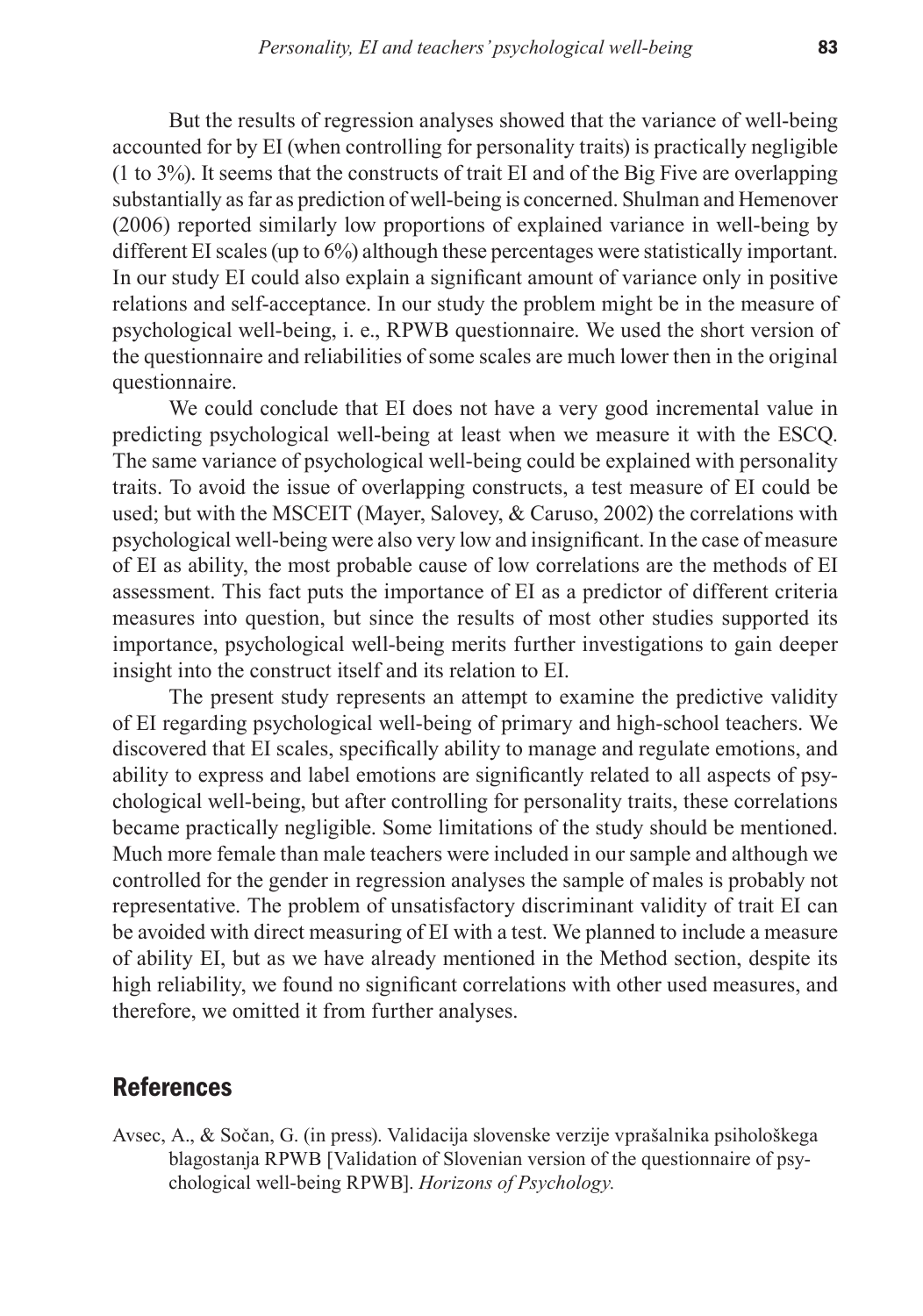But the results of regression analyses showed that the variance of well-being accounted for by EI (when controlling for personality traits) is practically negligible (1 to 3%). It seems that the constructs of trait EI and of the Big Five are overlapping substantially as far as prediction of well-being is concerned. Shulman and Hemenover (2006) reported similarly low proportions of explained variance in well-being by different EI scales (up to 6%) although these percentages were statistically important. In our study EI could also explain a significant amount of variance only in positive relations and self-acceptance. In our study the problem might be in the measure of psychological well-being, i. e., RPWB questionnaire. We used the short version of the questionnaire and reliabilities of some scales are much lower then in the original questionnaire.

We could conclude that EI does not have a very good incremental value in predicting psychological well-being at least when we measure it with the ESCQ. The same variance of psychological well-being could be explained with personality traits. To avoid the issue of overlapping constructs, a test measure of EI could be used; but with the MSCEIT (Mayer, Salovey, & Caruso, 2002) the correlations with psychological well-being were also very low and insignificant. In the case of measure of EI as ability, the most probable cause of low correlations are the methods of EI assessment. This fact puts the importance of EI as a predictor of different criteria measures into question, but since the results of most other studies supported its importance, psychological well-being merits further investigations to gain deeper insight into the construct itself and its relation to EI.

The present study represents an attempt to examine the predictive validity of EI regarding psychological well-being of primary and high-school teachers. We discovered that EI scales, specifically ability to manage and regulate emotions, and ability to express and label emotions are significantly related to all aspects of psychological well-being, but after controlling for personality traits, these correlations became practically negligible. Some limitations of the study should be mentioned. Much more female than male teachers were included in our sample and although we controlled for the gender in regression analyses the sample of males is probably not representative. The problem of unsatisfactory discriminant validity of trait EI can be avoided with direct measuring of EI with a test. We planned to include a measure of ability EI, but as we have already mentioned in the Method section, despite its high reliability, we found no significant correlations with other used measures, and therefore, we omitted it from further analyses.

## References

Avsec, A., & Sočan, G. (in press). Validacija slovenske verzije vprašalnika psihološkega blagostanja RPWB [Validation of Slovenian version of the questionnaire of psychological well-being RPWB]. *Horizons of Psychology.*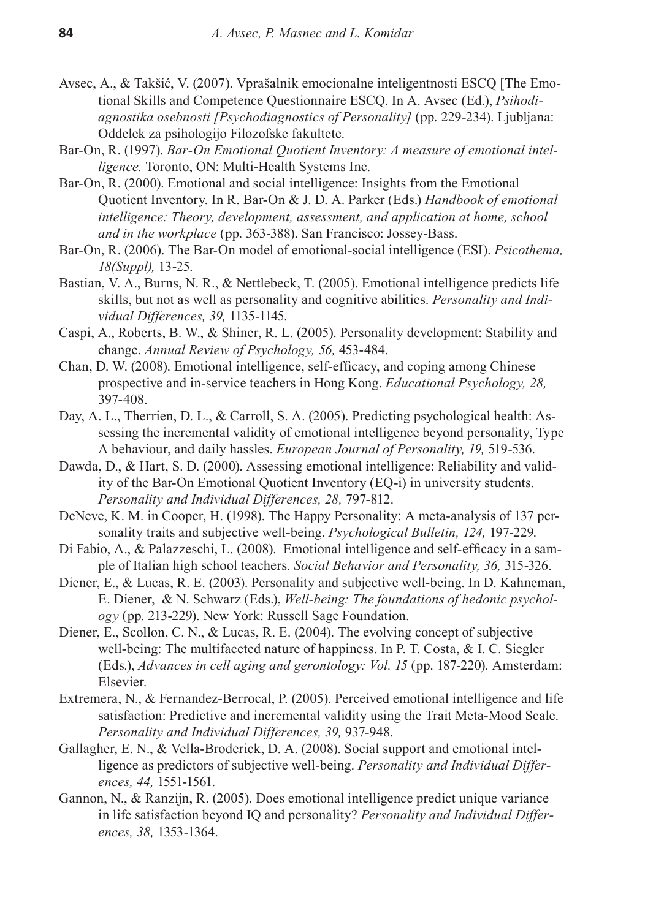Avsec, A., & Takšić, V. (2007). Vprašalnik emocionalne inteligentnosti ESCQ [The Emotional Skills and Competence Questionnaire ESCQ. In A. Avsec (Ed.), *Psihodiagnostika osebnosti [Psychodiagnostics of Personality]* (pp. 229-234). Ljubljana: Oddelek za psihologijo Filozofske fakultete.

Bar-On, R. (1997). *Bar-On Emotional Quotient Inventory: A measure of emotional intelligence.* Toronto, ON: Multi-Health Systems Inc.

Bar-On, R. (2000). Emotional and social intelligence: Insights from the Emotional Quotient Inventory. In R. Bar-On & J. D. A. Parker (Eds.) *Handbook of emotional intelligence: Theory, development, assessment, and application at home, school and in the workplace* (pp. 363-388). San Francisco: Jossey-Bass.

Bar-On, R. (2006). The Bar-On model of emotional-social intelligence (ESI). *Psicothema, 18(Suppl),* 13-25.

Bastian, V. A., Burns, N. R., & Nettlebeck, T. (2005). Emotional intelligence predicts life skills, but not as well as personality and cognitive abilities. *Personality and Individual Differences, 39,* 1135-1145.

Caspi, A., Roberts, B. W., & Shiner, R. L. (2005). Personality development: Stability and change. *Annual Review of Psychology, 56,* 453-484.

Chan, D. W. (2008). Emotional intelligence, self-efficacy, and coping among Chinese prospective and in-service teachers in Hong Kong. *Educational Psychology, 28,* 397-408.

Day, A. L., Therrien, D. L., & Carroll, S. A. (2005). Predicting psychological health: Assessing the incremental validity of emotional intelligence beyond personality, Type A behaviour, and daily hassles. *European Journal of Personality, 19,* 519-536.

Dawda, D., & Hart, S. D. (2000). Assessing emotional intelligence: Reliability and validity of the Bar-On Emotional Quotient Inventory (EQ-i) in university students. *Personality and Individual Differences, 28,* 797-812.

DeNeve, K. M. in Cooper, H. (1998). The Happy Personality: A meta-analysis of 137 personality traits and subjective well-being. *Psychological Bulletin, 124,* 197-229.

Di Fabio, A., & Palazzeschi, L. (2008). Emotional intelligence and self-efficacy in a sample of Italian high school teachers. *Social Behavior and Personality, 36,* 315-326.

Diener, E., & Lucas, R. E. (2003). Personality and subjective well-being. In D. Kahneman, E. Diener, & N. Schwarz (Eds.), *Well-being: The foundations of hedonic psychology* (pp. 213-229). New York: Russell Sage Foundation.

Diener, E., Scollon, C. N., & Lucas, R. E. (2004). The evolving concept of subjective well-being: The multifaceted nature of happiness. In P. T. Costa, & I. C. Siegler (Eds.), *Advances in cell aging and gerontology: Vol. 15* (pp. 187-220)*.* Amsterdam: Elsevier.

Extremera, N., & Fernandez-Berrocal, P. (2005). Perceived emotional intelligence and life satisfaction: Predictive and incremental validity using the Trait Meta-Mood Scale. *Personality and Individual Differences, 39,* 937-948.

Gallagher, E. N., & Vella-Broderick, D. A. (2008). Social support and emotional intelligence as predictors of subjective well-being. *Personality and Individual Differences, 44,* 1551-1561.

Gannon, N., & Ranzijn, R. (2005). Does emotional intelligence predict unique variance in life satisfaction beyond IQ and personality? *Personality and Individual Differences, 38,* 1353-1364.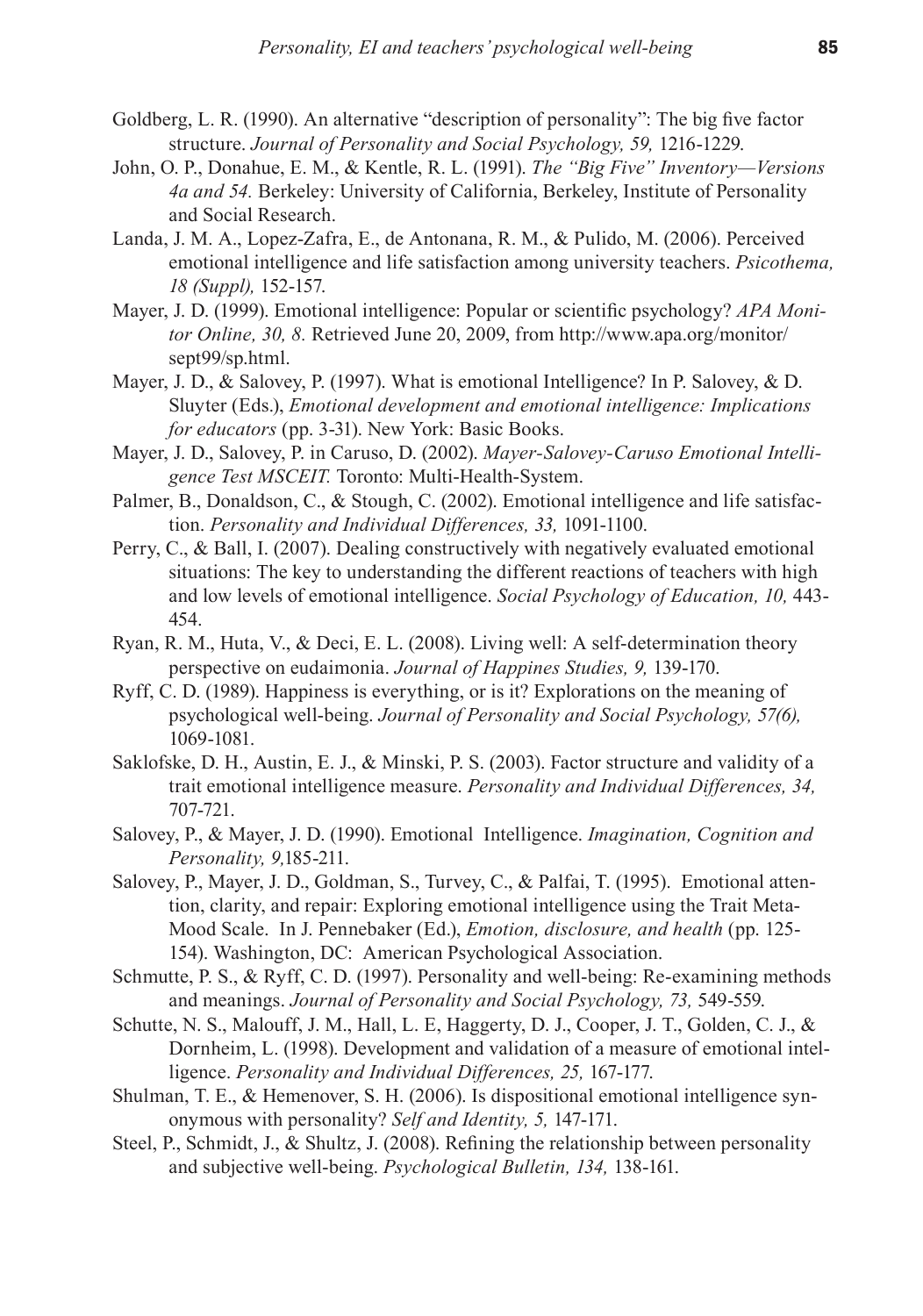Goldberg, L. R. (1990). An alternative “description of personality”: The big five factor structure. *Journal of Personality and Social Psychology, 59,* 1216-1229.

John, O. P., Donahue, E. M., & Kentle, R. L. (1991). *The “Big Five” Inventory—Versions 4a and 54.* Berkeley: University of California, Berkeley, Institute of Personality and Social Research.

Landa, J. M. A., Lopez-Zafra, E., de Antonana, R. M., & Pulido, M. (2006). Perceived emotional intelligence and life satisfaction among university teachers. *Psicothema, 18 (Suppl),* 152-157.

Mayer, J. D. (1999). Emotional intelligence: Popular or scientific psychology? *APA Monitor Online, 30, 8.* Retrieved June 20, 2009, from http://www.apa.org/monitor/sept99/sp.html.

Mayer, J. D., & Salovey, P. (1997). What is emotional Intelligence? In P. Salovey, & D. Sluyter (Eds.), *Emotional development and emotional intelligence: Implications for educators* (pp. 3-31). New York: Basic Books.

Mayer, J. D., Salovey, P. in Caruso, D. (2002). *Mayer-Salovey-Caruso Emotional Intelligence Test MSCEIT.* Toronto: Multi-Health-System.

Palmer, B., Donaldson, C., & Stough, C. (2002). Emotional intelligence and life satisfaction. *Personality and Individual Differences, 33,* 1091-1100.

Perry, C., & Ball, I. (2007). Dealing constructively with negatively evaluated emotional situations: The key to understanding the different reactions of teachers with high and low levels of emotional intelligence. *Social Psychology of Education, 10,* 443-454.

Ryan, R. M., Huta, V., & Deci, E. L. (2008). Living well: A self-determination theory perspective on eudaimonia. *Journal of Happines Studies, 9,* 139-170.

Ryff, C. D. (1989). Happiness is everything, or is it? Explorations on the meaning of psychological well-being. *Journal of Personality and Social Psychology, 57(6),* 1069-1081.

Saklofske, D. H., Austin, E. J., & Minski, P. S. (2003). Factor structure and validity of a trait emotional intelligence measure. *Personality and Individual Differences, 34,* 707-721.

Salovey, P., & Mayer, J. D. (1990). Emotional Intelligence. *Imagination, Cognition and Personality, 9,*185-211.

Salovey, P., Mayer, J. D., Goldman, S., Turvey, C., & Palfai, T. (1995). Emotional attention, clarity, and repair: Exploring emotional intelligence using the Trait Meta-Mood Scale. In J. Pennebaker (Ed.), *Emotion, disclosure, and health* (pp. 125-154). Washington, DC: American Psychological Association.

Schmutte, P. S., & Ryff, C. D. (1997). Personality and well-being: Re-examining methods and meanings. *Journal of Personality and Social Psychology, 73,* 549-559.

Schutte, N. S., Malouff, J. M., Hall, L. E, Haggerty, D. J., Cooper, J. T., Golden, C. J., & Dornheim, L. (1998). Development and validation of a measure of emotional intelligence. *Personality and Individual Differences, 25,* 167-177.

Shulman, T. E., & Hemenover, S. H. (2006). Is dispositional emotional intelligence synonymous with personality? *Self and Identity, 5,* 147-171.

Steel, P., Schmidt, J., & Shultz, J. (2008). Refining the relationship between personality and subjective well-being. *Psychological Bulletin, 134,* 138-161.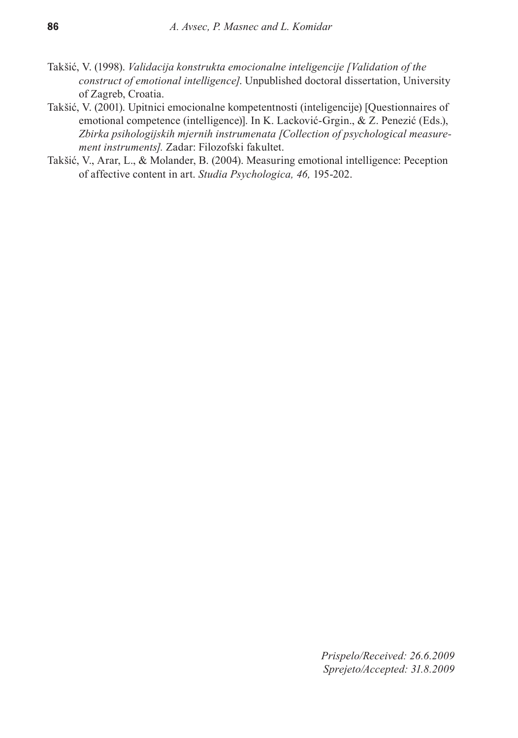Takšić, V. (1998). *Validacija konstrukta emocionalne inteligencije [Validation of the construct of emotional intelligence]*. Unpublished doctoral dissertation, University of Zagreb, Croatia.

Takšić, V. (2001). Upitnici emocionalne kompetentnosti (inteligencije) [Questionnaires of emotional competence (intelligence)]. In K. Lacković-Grgin., & Z. Penezić (Eds.), *Zbirka psihologijskih mjernih instrumenata [Collection of psychological measurement instruments].* Zadar: Filozofski fakultet.

Takšić, V., Arar, L., & Molander, B. (2004). Measuring emotional intelligence: Peception of affective content in art. *Studia Psychologica, 46,* 195-202.

*Prispelo/Received: 26.6.2009*
*Sprejeto/Accepted: 31.8.2009*